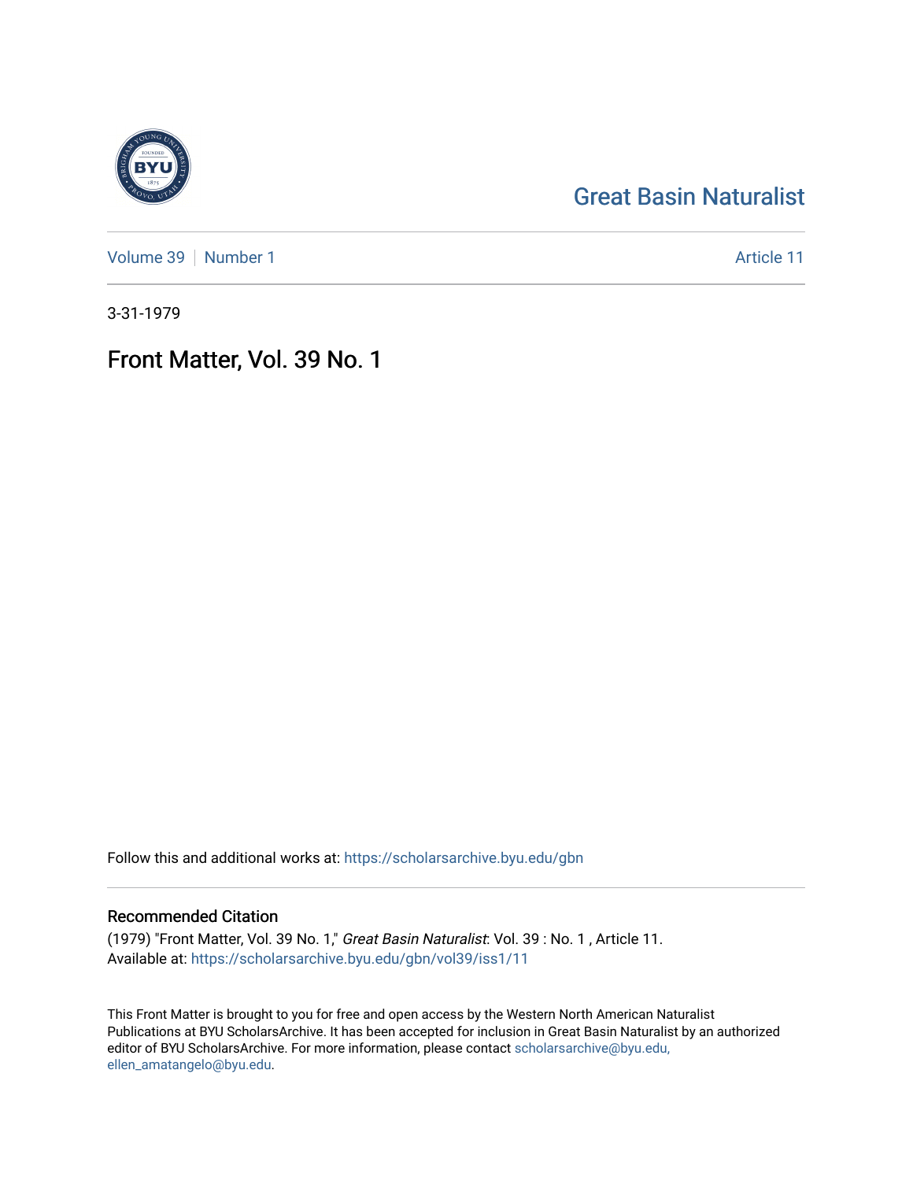Great Basin Naturalist

Volume 39 | Number 1

Article 11

3-31-1979

# Front Matter, Vol. 39 No. 1

Follow this and additional works at: https://scholarsarchive.byu.edu/gbn

## Recommended Citation

(1979) "Front Matter, Vol. 39 No. 1," *Great Basin Naturalist*: Vol. 39 : No. 1 , Article 11.
Available at: https://scholarsarchive.byu.edu/gbn/vol39/iss1/11

This Front Matter is brought to you for free and open access by the Western North American Naturalist Publications at BYU ScholarsArchive. It has been accepted for inclusion in Great Basin Naturalist by an authorized editor of BYU ScholarsArchive. For more information, please contact scholarsarchive@byu.edu, ellen_amatangelo@byu.edu.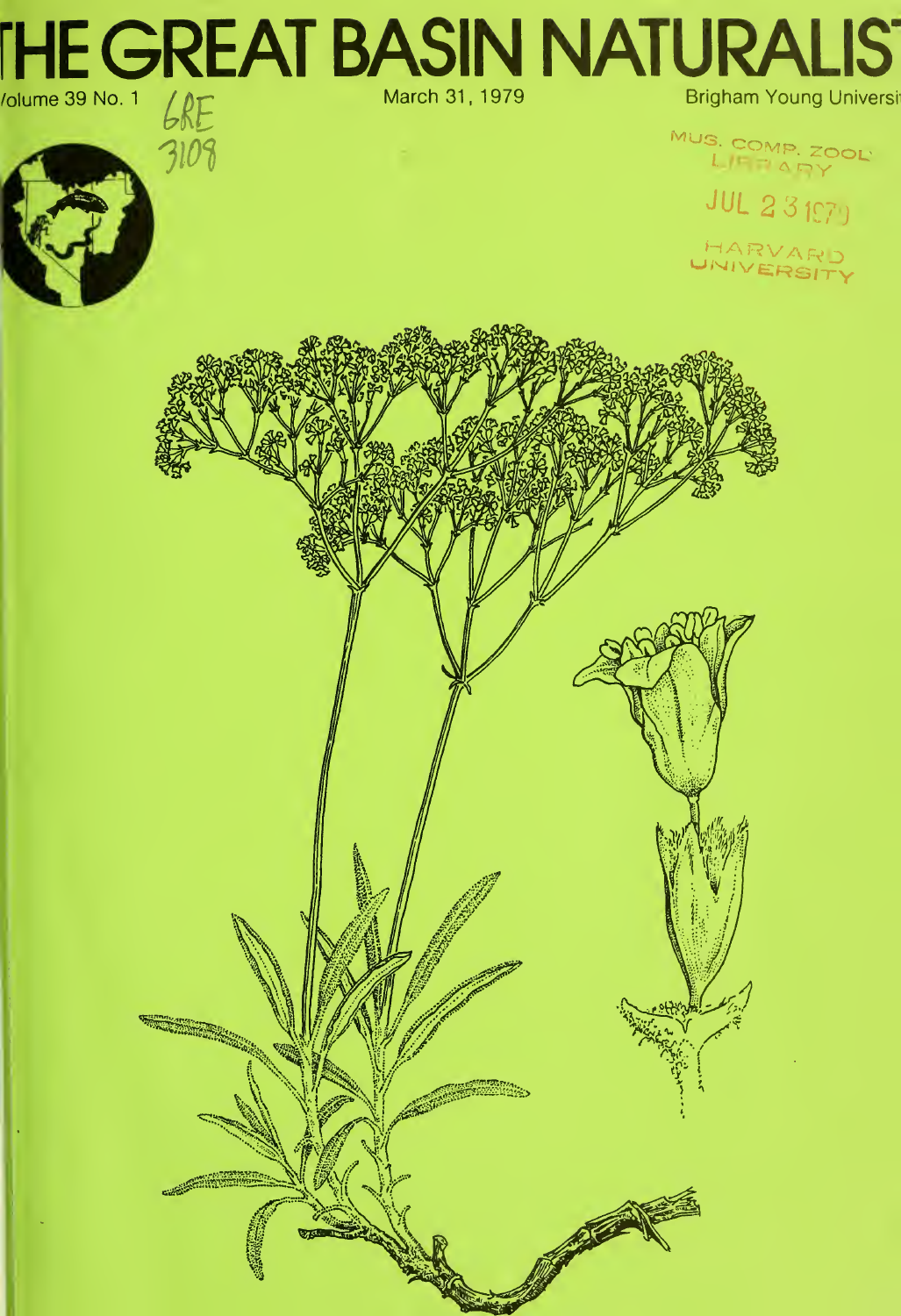# THE GREAT BASIN NATURALIST

Volume 39 No. 1

March 31, 1979

Brigham Young University

GRE 3108

MUS. COMP. ZOOL LIBRARY

JUL 23 1979

HARVARD UNIVERSITY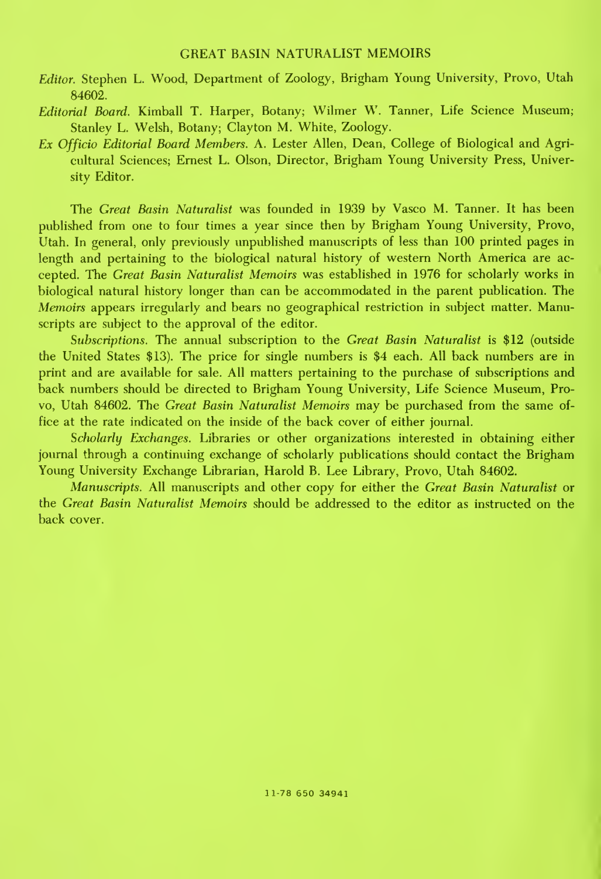# GREAT BASIN NATURALIST MEMOIRS

*Editor.* Stephen L. Wood, Department of Zoology, Brigham Young University, Provo, Utah 84602.

*Editorial Board.* Kimball T. Harper, Botany; Wilmer W. Tanner, Life Science Museum; Stanley L. Welsh, Botany; Clayton M. White, Zoology.

*Ex Officio Editorial Board Members.* A. Lester Allen, Dean, College of Biological and Agricultural Sciences; Ernest L. Olson, Director, Brigham Young University Press, University Editor.

The *Great Basin Naturalist* was founded in 1939 by Vasco M. Tanner. It has been published from one to four times a year since then by Brigham Young University, Provo, Utah. In general, only previously unpublished manuscripts of less than 100 printed pages in length and pertaining to the biological natural history of western North America are accepted. The *Great Basin Naturalist Memoirs* was established in 1976 for scholarly works in biological natural history longer than can be accommodated in the parent publication. The *Memoirs* appears irregularly and bears no geographical restriction in subject matter. Manuscripts are subject to the approval of the editor.

*Subscriptions.* The annual subscription to the *Great Basin Naturalist* is $12 (outside the United States $13). The price for single numbers is $4 each. All back numbers are in print and are available for sale. All matters pertaining to the purchase of subscriptions and back numbers should be directed to Brigham Young University, Life Science Museum, Provo, Utah 84602. The *Great Basin Naturalist Memoirs* may be purchased from the same office at the rate indicated on the inside of the back cover of either journal.

*Scholarly Exchanges.* Libraries or other organizations interested in obtaining either journal through a continuing exchange of scholarly publications should contact the Brigham Young University Exchange Librarian, Harold B. Lee Library, Provo, Utah 84602.

*Manuscripts.* All manuscripts and other copy for either the *Great Basin Naturalist* or the *Great Basin Naturalist Memoirs* should be addressed to the editor as instructed on the back cover.

11-78 650 34941